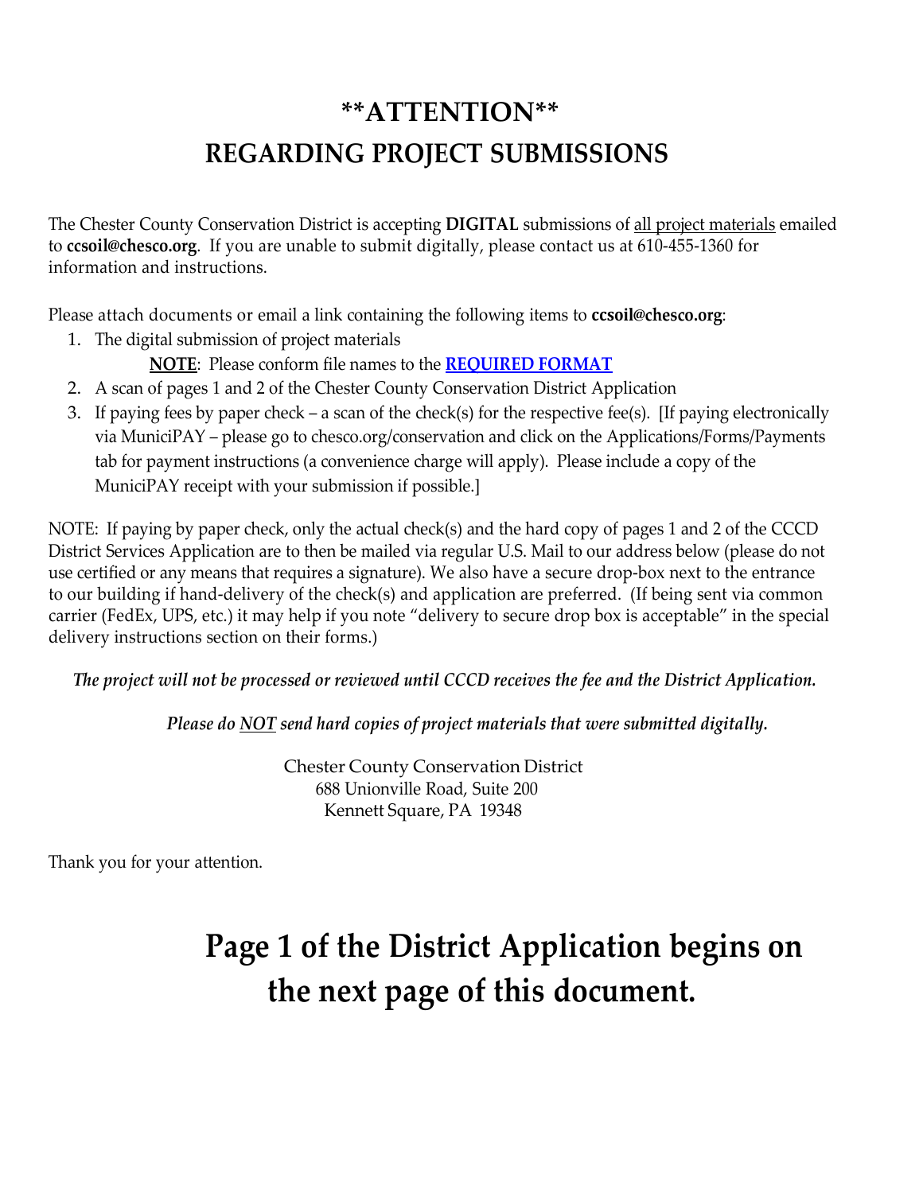# \*\*ATTENTION\*\*
# REGARDING PROJECT SUBMISSIONS

The Chester County Conservation District is accepting **DIGITAL** submissions of all project materials emailed to **ccsoil@chesco.org**. If you are unable to submit digitally, please contact us at 610-455-1360 for information and instructions.

Please attach documents or email a link containing the following items to **ccsoil@chesco.org**:

1. The digital submission of project materials

   **NOTE**: Please conform file names to the **REQUIRED FORMAT**
2. A scan of pages 1 and 2 of the Chester County Conservation District Application
3. If paying fees by paper check – a scan of the check(s) for the respective fee(s). [If paying electronically via MuniciPAY – please go to chesco.org/conservation and click on the Applications/Forms/Payments tab for payment instructions (a convenience charge will apply). Please include a copy of the MuniciPAY receipt with your submission if possible.]

NOTE: If paying by paper check, only the actual check(s) and the hard copy of pages 1 and 2 of the CCCD District Services Application are to then be mailed via regular U.S. Mail to our address below (please do not use certified or any means that requires a signature). We also have a secure drop-box next to the entrance to our building if hand-delivery of the check(s) and application are preferred. (If being sent via common carrier (FedEx, UPS, etc.) it may help if you note "delivery to secure drop box is acceptable" in the special delivery instructions section on their forms.)

*The project will not be processed or reviewed until CCCD receives the fee and the District Application.*

*Please do NOT send hard copies of project materials that were submitted digitally.*

Chester County Conservation District
688 Unionville Road, Suite 200
Kennett Square, PA 19348

Thank you for your attention.

## Page 1 of the District Application begins on the next page of this document.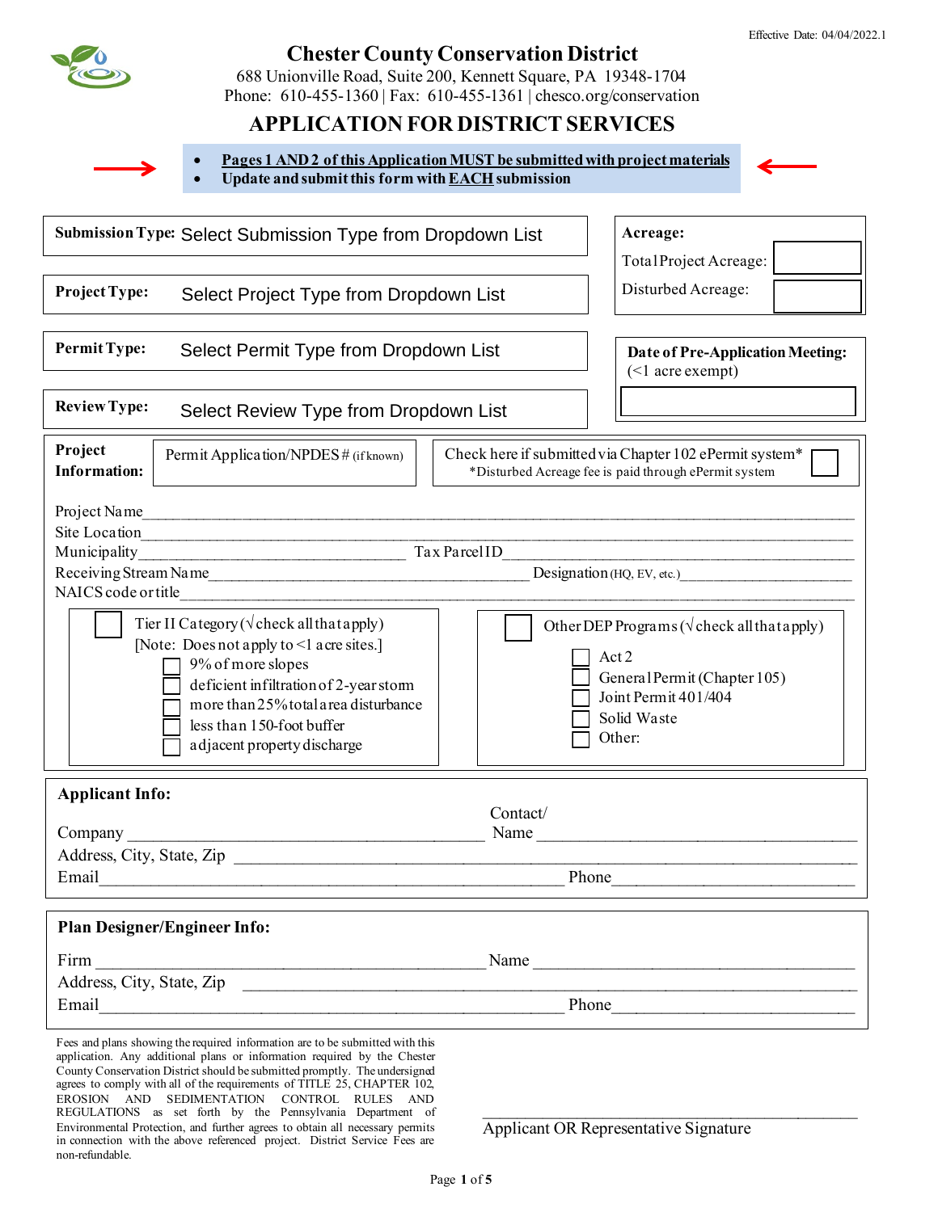Effective Date: 04/04/2022.1

# Chester County Conservation District

688 Unionville Road, Suite 200, Kennett Square, PA 19348-1704
Phone: 610-455-1360 | Fax: 610-455-1361 | chesco.org/conservation

## APPLICATION FOR DISTRICT SERVICES

- **Pages 1 AND 2 of this Application MUST be submitted with project materials**
- **Update and submit this form with EACH submission**

**Submission Type:** Select Submission Type from Dropdown List

**Project Type:** Select Project Type from Dropdown List

**Permit Type:** Select Permit Type from Dropdown List

**Review Type:** Select Review Type from Dropdown List

**Acreage:**
Total Project Acreage: ☐
Disturbed Acreage: ☐

**Date of Pre-Application Meeting:** (<1 acre exempt)
☐

**Project Information:**

Permit Application/NPDES # (if known)

Check here if submitted via Chapter 102 ePermit system* ☐
*Disturbed Acreage fee is paid through ePermit system

Project Name_______________________________________________

Site Location_______________________________________________

Municipality_________________________ Tax Parcel ID_________________________

Receiving Stream Name_______________________ Designation (HQ, EV, etc.)_________________

NAICS code or title_______________________________________________

☐ Tier II Category (√ check all that apply)
[Note: Does not apply to <1 acre sites.]
- ☐ 9% of more slopes
- ☐ deficient infiltration of 2-year storm
- ☐ more than 25% total area disturbance
- ☐ less than 150-foot buffer
- ☐ adjacent property discharge

☐ Other DEP Programs (√ check all that apply)
- ☐ Act 2
- ☐ General Permit (Chapter 105)
- ☐ Joint Permit 401/404
- ☐ Solid Waste
- ☐ Other:

**Applicant Info:**

Company ______________________ Contact/ Name ______________________

Address, City, State, Zip ______________________________________________

Email______________________________ Phone______________________

**Plan Designer/Engineer Info:**

Firm ______________________ Name ______________________

Address, City, State, Zip ______________________________________________

Email______________________________ Phone______________________

Fees and plans showing the required information are to be submitted with this application. Any additional plans or information required by the Chester County Conservation District should be submitted promptly. The undersigned agrees to comply with all of the requirements of TITLE 25, CHAPTER 102, EROSION AND SEDIMENTATION CONTROL RULES AND REGULATIONS as set forth by the Pennsylvania Department of Environmental Protection, and further agrees to obtain all necessary permits in connection with the above referenced project. District Service Fees are non-refundable.

_______________________________________
Applicant OR Representative Signature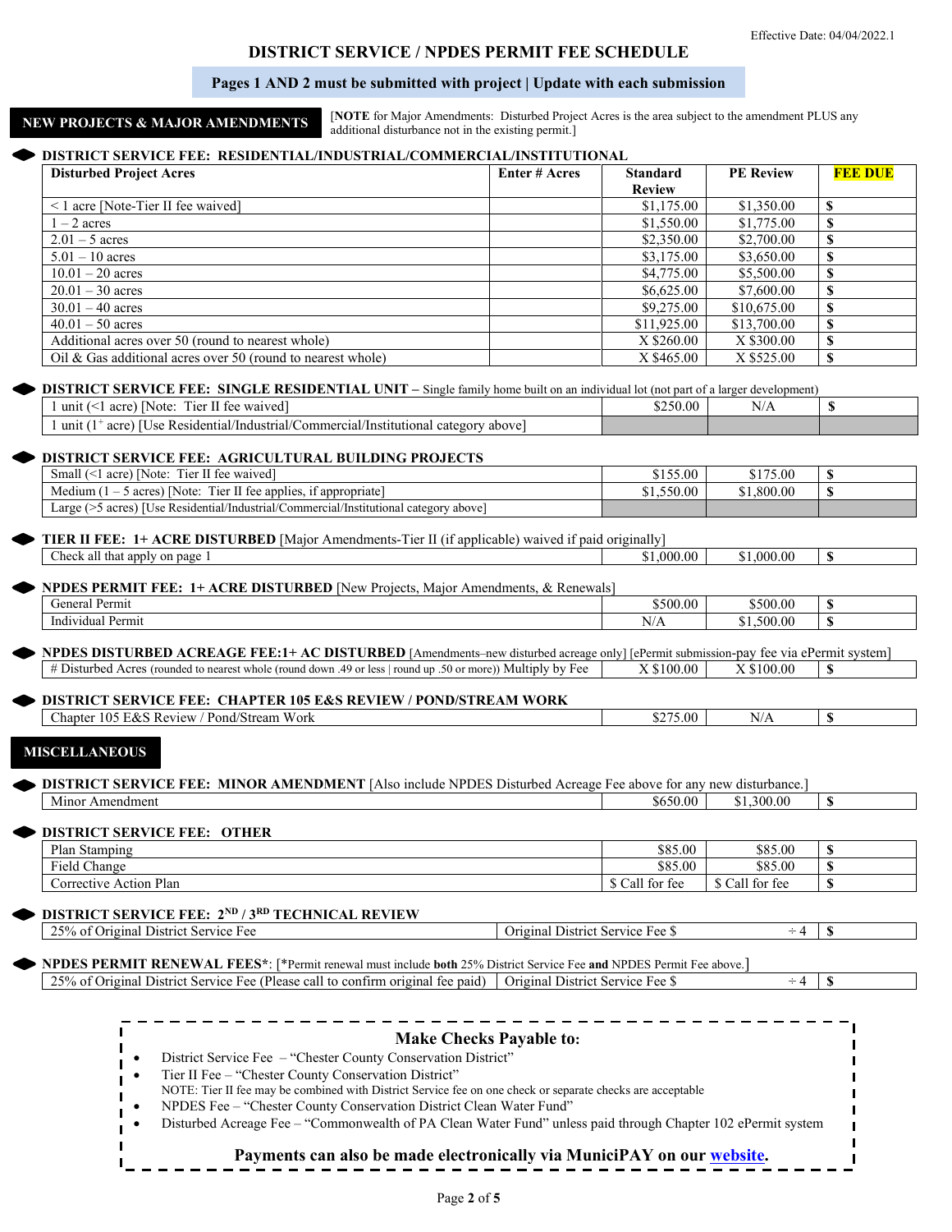Effective Date: 04/04/2022.1

# DISTRICT SERVICE / NPDES PERMIT FEE SCHEDULE

**Pages 1 AND 2 must be submitted with project | Update with each submission**

## NEW PROJECTS & MAJOR AMENDMENTS

[**NOTE** for Major Amendments: Disturbed Project Acres is the area subject to the amendment PLUS any additional disturbance not in the existing permit.]

### DISTRICT SERVICE FEE: RESIDENTIAL/INDUSTRIAL/COMMERCIAL/INSTITUTIONAL

| Disturbed Project Acres | Enter # Acres | Standard Review | PE Review | FEE DUE |
|---|---|---|---|---|
| < 1 acre [Note-Tier II fee waived] | | $1,175.00 | $1,350.00 | $ |
| 1 – 2 acres | | $1,550.00 | $1,775.00 | $ |
| 2.01 – 5 acres | | $2,350.00 | $2,700.00 | $ |
| 5.01 – 10 acres | | $3,175.00 | $3,650.00 | $ |
| 10.01 – 20 acres | | $4,775.00 | $5,500.00 | $ |
| 20.01 – 30 acres | | $6,625.00 | $7,600.00 | $ |
| 30.01 – 40 acres | | $9,275.00 | $10,675.00 | $ |
| 40.01 – 50 acres | | $11,925.00 | $13,700.00 | $ |
| Additional acres over 50 (round to nearest whole) | | X $260.00 | X $300.00 | $ |
| Oil & Gas additional acres over 50 (round to nearest whole) | | X $465.00 | X $525.00 | $ |

### DISTRICT SERVICE FEE: SINGLE RESIDENTIAL UNIT – Single family home built on an individual lot (not part of a larger development)

| | | | |
|---|---|---|---|
| 1 unit (<1 acre) [Note: Tier II fee waived] | $250.00 | N/A | $ |
| 1 unit (1+ acre) [Use Residential/Industrial/Commercial/Institutional category above] | | | |

### DISTRICT SERVICE FEE: AGRICULTURAL BUILDING PROJECTS

| | | | |
|---|---|---|---|
| Small (<1 acre) [Note: Tier II fee waived] | $155.00 | $175.00 | $ |
| Medium (1 – 5 acres) [Note: Tier II fee applies, if appropriate] | $1,550.00 | $1,800.00 | $ |
| Large (>5 acres) [Use Residential/Industrial/Commercial/Institutional category above] | | | |

### TIER II FEE: 1+ ACRE DISTURBED [Major Amendments-Tier II (if applicable) waived if paid originally]

| | | | |
|---|---|---|---|
| Check all that apply on page 1 | $1,000.00 | $1,000.00 | $ |

### NPDES PERMIT FEE: 1+ ACRE DISTURBED [New Projects, Major Amendments, & Renewals]

| | | | |
|---|---|---|---|
| General Permit | $500.00 | $500.00 | $ |
| Individual Permit | N/A | $1,500.00 | $ |

### NPDES DISTURBED ACREAGE FEE:1+ AC DISTURBED [Amendments–new disturbed acreage only] [ePermit submission-pay fee via ePermit system]

| | | | |
|---|---|---|---|
| # Disturbed Acres (rounded to nearest whole (round down .49 or less \| round up .50 or more)) Multiply by Fee | X $100.00 | X $100.00 | $ |

### DISTRICT SERVICE FEE: CHAPTER 105 E&S REVIEW / POND/STREAM WORK

| | | | |
|---|---|---|---|
| Chapter 105 E&S Review / Pond/Stream Work | $275.00 | N/A | $ |

## MISCELLANEOUS

### DISTRICT SERVICE FEE: MINOR AMENDMENT [Also include NPDES Disturbed Acreage Fee above for any new disturbance.]

| | | | |
|---|---|---|---|
| Minor Amendment | $650.00 | $1,300.00 | $ |

### DISTRICT SERVICE FEE: OTHER

| | | | |
|---|---|---|---|
| Plan Stamping | $85.00 | $85.00 | $ |
| Field Change | $85.00 | $85.00 | $ |
| Corrective Action Plan | $ Call for fee | $ Call for fee | $ |

### DISTRICT SERVICE FEE: 2ND / 3RD TECHNICAL REVIEW

| | | |
|---|---|---|
| 25% of Original District Service Fee | Original District Service Fee $ ÷ 4 | $ |

### NPDES PERMIT RENEWAL FEES*: [*Permit renewal must include **both** 25% District Service Fee **and** NPDES Permit Fee above.]

| | | |
|---|---|---|
| 25% of Original District Service Fee (Please call to confirm original fee paid) | Original District Service Fee $ ÷ 4 | $ |

### Make Checks Payable to:

- District Service Fee – "Chester County Conservation District"
- Tier II Fee – "Chester County Conservation District"
  NOTE: Tier II fee may be combined with District Service fee on one check or separate checks are acceptable
- NPDES Fee – "Chester County Conservation District Clean Water Fund"
- Disturbed Acreage Fee – "Commonwealth of PA Clean Water Fund" unless paid through Chapter 102 ePermit system

**Payments can also be made electronically via MuniciPAY on our website.**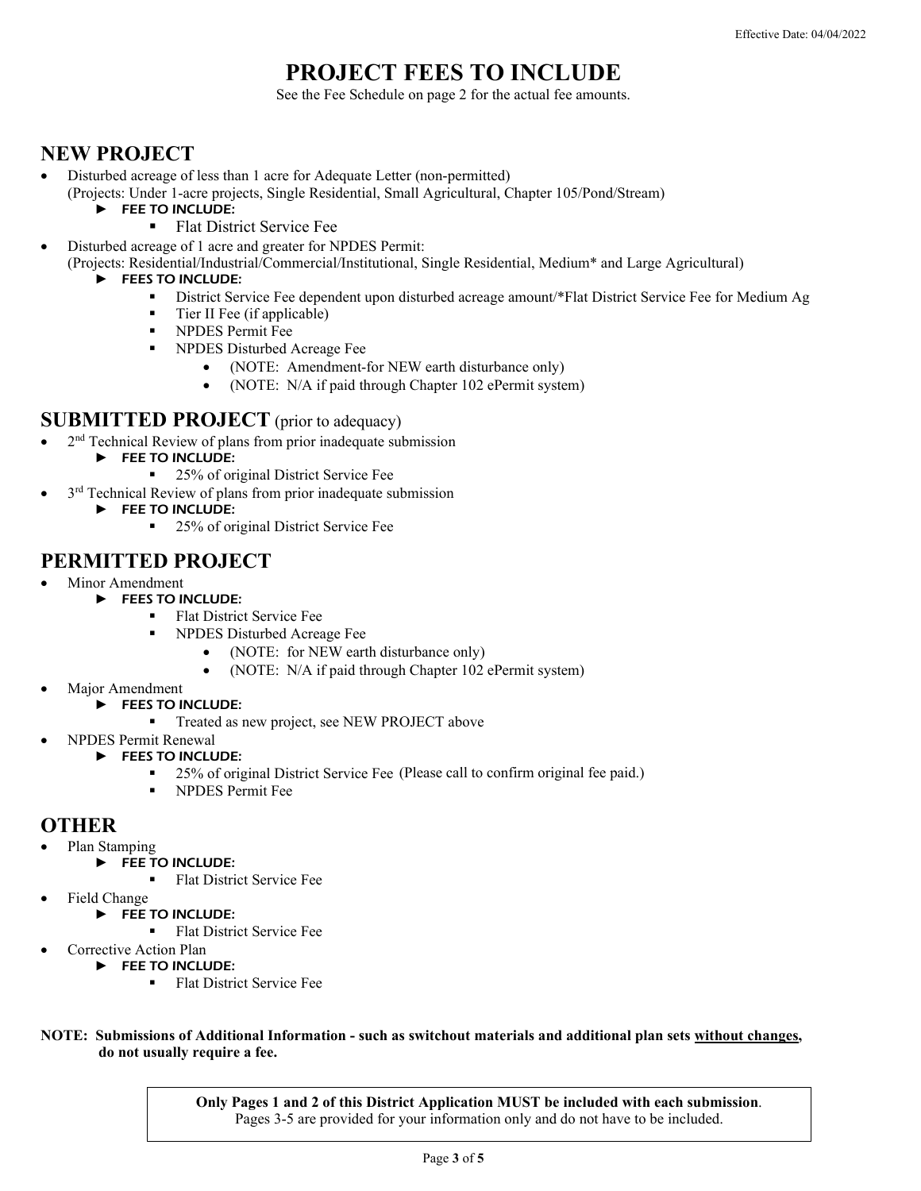Effective Date: 04/04/2022

# PROJECT FEES TO INCLUDE

See the Fee Schedule on page 2 for the actual fee amounts.

## NEW PROJECT

- Disturbed acreage of less than 1 acre for Adequate Letter (non-permitted)
  (Projects: Under 1-acre projects, Single Residential, Small Agricultural, Chapter 105/Pond/Stream)
  - ► **FEE TO INCLUDE:**
    - Flat District Service Fee
- Disturbed acreage of 1 acre and greater for NPDES Permit:
  (Projects: Residential/Industrial/Commercial/Institutional, Single Residential, Medium* and Large Agricultural)
  - ► **FEES TO INCLUDE:**
    - District Service Fee dependent upon disturbed acreage amount/*Flat District Service Fee for Medium Ag
    - Tier II Fee (if applicable)
    - NPDES Permit Fee
    - NPDES Disturbed Acreage Fee
      - (NOTE: Amendment-for NEW earth disturbance only)
      - (NOTE: N/A if paid through Chapter 102 ePermit system)

## SUBMITTED PROJECT (prior to adequacy)

- 2nd Technical Review of plans from prior inadequate submission
  - ► **FEE TO INCLUDE:**
    - 25% of original District Service Fee
- 3rd Technical Review of plans from prior inadequate submission
  - ► **FEE TO INCLUDE:**
    - 25% of original District Service Fee

## PERMITTED PROJECT

- Minor Amendment
  - ► **FEES TO INCLUDE:**
    - Flat District Service Fee
    - NPDES Disturbed Acreage Fee
      - (NOTE: for NEW earth disturbance only)
      - (NOTE: N/A if paid through Chapter 102 ePermit system)
- Major Amendment
  - ► **FEES TO INCLUDE:**
    - Treated as new project, see NEW PROJECT above
- NPDES Permit Renewal
  - ► **FEES TO INCLUDE:**
    - 25% of original District Service Fee (Please call to confirm original fee paid.)
    - NPDES Permit Fee

## OTHER

- Plan Stamping
  - ► **FEE TO INCLUDE:**
    - Flat District Service Fee
- Field Change
  - ► **FEE TO INCLUDE:**
    - Flat District Service Fee
- Corrective Action Plan
  - ► **FEE TO INCLUDE:**
    - Flat District Service Fee

**NOTE: Submissions of Additional Information - such as switchout materials and additional plan sets without changes, do not usually require a fee.**

**Only Pages 1 and 2 of this District Application MUST be included with each submission**.
Pages 3-5 are provided for your information only and do not have to be included.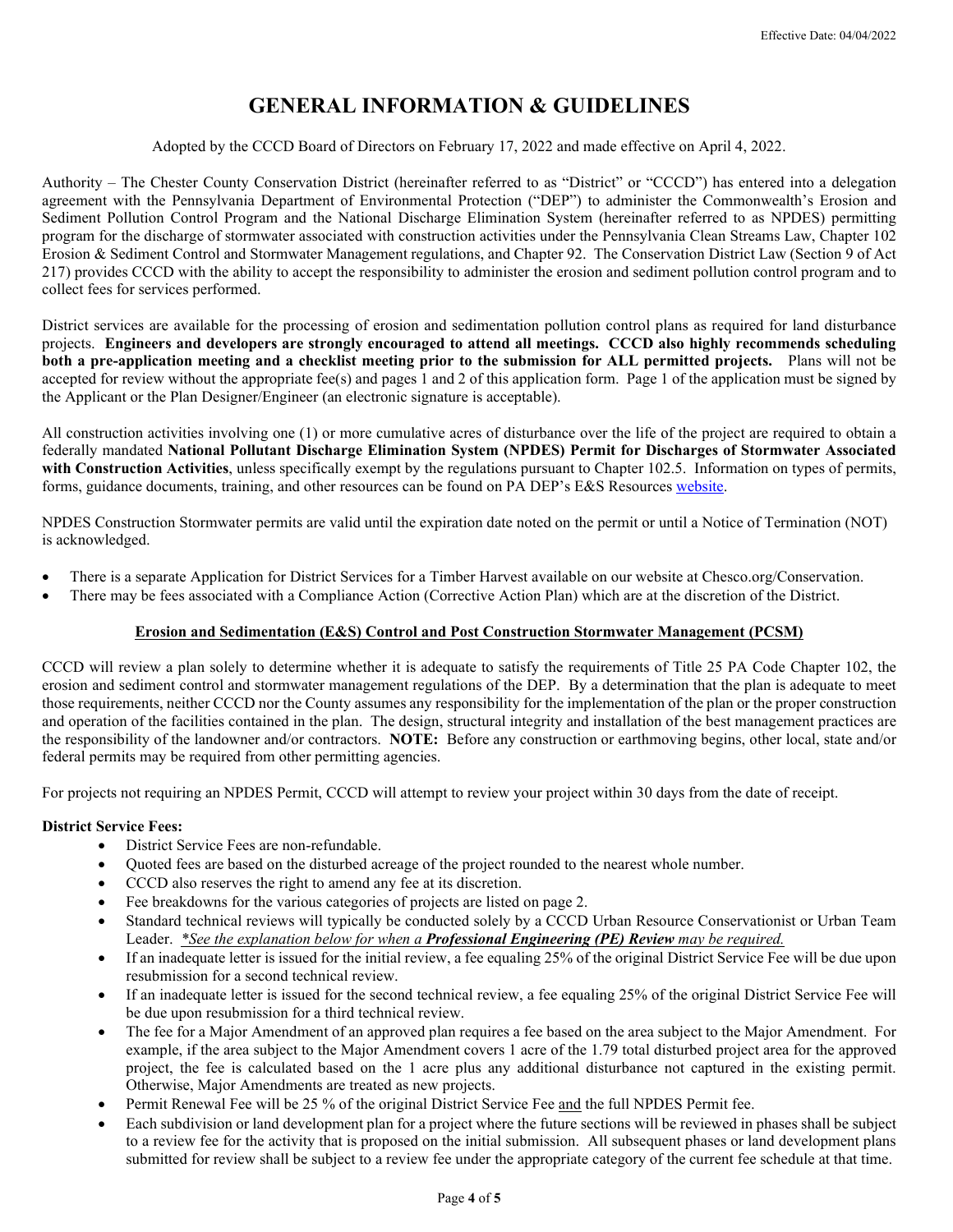Effective Date: 04/04/2022

# GENERAL INFORMATION & GUIDELINES

Adopted by the CCCD Board of Directors on February 17, 2022 and made effective on April 4, 2022.

Authority – The Chester County Conservation District (hereinafter referred to as "District" or "CCCD") has entered into a delegation agreement with the Pennsylvania Department of Environmental Protection ("DEP") to administer the Commonwealth's Erosion and Sediment Pollution Control Program and the National Discharge Elimination System (hereinafter referred to as NPDES) permitting program for the discharge of stormwater associated with construction activities under the Pennsylvania Clean Streams Law, Chapter 102 Erosion & Sediment Control and Stormwater Management regulations, and Chapter 92. The Conservation District Law (Section 9 of Act 217) provides CCCD with the ability to accept the responsibility to administer the erosion and sediment pollution control program and to collect fees for services performed.

District services are available for the processing of erosion and sedimentation pollution control plans as required for land disturbance projects. **Engineers and developers are strongly encouraged to attend all meetings. CCCD also highly recommends scheduling both a pre-application meeting and a checklist meeting prior to the submission for ALL permitted projects.** Plans will not be accepted for review without the appropriate fee(s) and pages 1 and 2 of this application form. Page 1 of the application must be signed by the Applicant or the Plan Designer/Engineer (an electronic signature is acceptable).

All construction activities involving one (1) or more cumulative acres of disturbance over the life of the project are required to obtain a federally mandated **National Pollutant Discharge Elimination System (NPDES) Permit for Discharges of Stormwater Associated with Construction Activities**, unless specifically exempt by the regulations pursuant to Chapter 102.5. Information on types of permits, forms, guidance documents, training, and other resources can be found on PA DEP's E&S Resources website.

NPDES Construction Stormwater permits are valid until the expiration date noted on the permit or until a Notice of Termination (NOT) is acknowledged.

- There is a separate Application for District Services for a Timber Harvest available on our website at Chesco.org/Conservation.
- There may be fees associated with a Compliance Action (Corrective Action Plan) which are at the discretion of the District.

## Erosion and Sedimentation (E&S) Control and Post Construction Stormwater Management (PCSM)

CCCD will review a plan solely to determine whether it is adequate to satisfy the requirements of Title 25 PA Code Chapter 102, the erosion and sediment control and stormwater management regulations of the DEP. By a determination that the plan is adequate to meet those requirements, neither CCCD nor the County assumes any responsibility for the implementation of the plan or the proper construction and operation of the facilities contained in the plan. The design, structural integrity and installation of the best management practices are the responsibility of the landowner and/or contractors. **NOTE:** Before any construction or earthmoving begins, other local, state and/or federal permits may be required from other permitting agencies.

For projects not requiring an NPDES Permit, CCCD will attempt to review your project within 30 days from the date of receipt.

**District Service Fees:**

- District Service Fees are non-refundable.
- Quoted fees are based on the disturbed acreage of the project rounded to the nearest whole number.
- CCCD also reserves the right to amend any fee at its discretion.
- Fee breakdowns for the various categories of projects are listed on page 2.
- Standard technical reviews will typically be conducted solely by a CCCD Urban Resource Conservationist or Urban Team Leader. *\*See the explanation below for when a **Professional Engineering (PE) Review** may be required.*
- If an inadequate letter is issued for the initial review, a fee equaling 25% of the original District Service Fee will be due upon resubmission for a second technical review.
- If an inadequate letter is issued for the second technical review, a fee equaling 25% of the original District Service Fee will be due upon resubmission for a third technical review.
- The fee for a Major Amendment of an approved plan requires a fee based on the area subject to the Major Amendment. For example, if the area subject to the Major Amendment covers 1 acre of the 1.79 total disturbed project area for the approved project, the fee is calculated based on the 1 acre plus any additional disturbance not captured in the existing permit. Otherwise, Major Amendments are treated as new projects.
- Permit Renewal Fee will be 25 % of the original District Service Fee and the full NPDES Permit fee.
- Each subdivision or land development plan for a project where the future sections will be reviewed in phases shall be subject to a review fee for the activity that is proposed on the initial submission. All subsequent phases or land development plans submitted for review shall be subject to a review fee under the appropriate category of the current fee schedule at that time.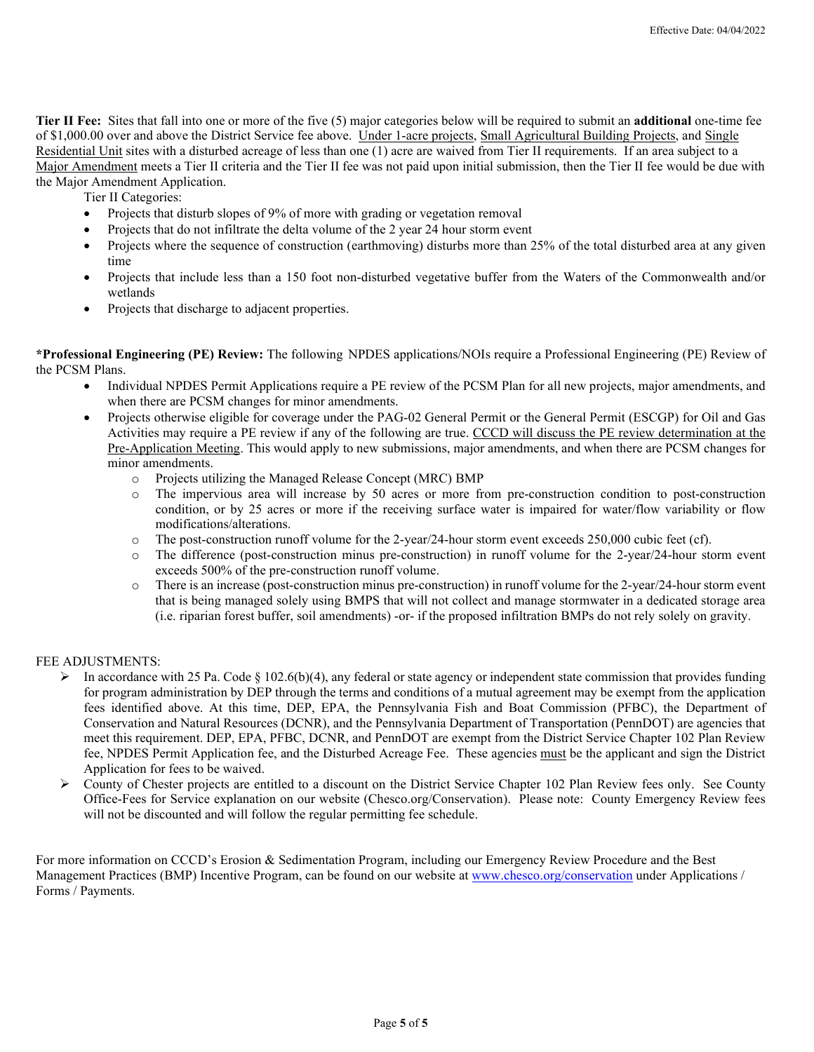**Tier II Fee:** Sites that fall into one or more of the five (5) major categories below will be required to submit an **additional** one-time fee of $1,000.00 over and above the District Service fee above. Under 1-acre projects, Small Agricultural Building Projects, and Single Residential Unit sites with a disturbed acreage of less than one (1) acre are waived from Tier II requirements. If an area subject to a Major Amendment meets a Tier II criteria and the Tier II fee was not paid upon initial submission, then the Tier II fee would be due with the Major Amendment Application.

Tier II Categories:

- Projects that disturb slopes of 9% of more with grading or vegetation removal
- Projects that do not infiltrate the delta volume of the 2 year 24 hour storm event
- Projects where the sequence of construction (earthmoving) disturbs more than 25% of the total disturbed area at any given time
- Projects that include less than a 150 foot non-disturbed vegetative buffer from the Waters of the Commonwealth and/or wetlands
- Projects that discharge to adjacent properties.

**\*Professional Engineering (PE) Review:** The following NPDES applications/NOIs require a Professional Engineering (PE) Review of the PCSM Plans.

- Individual NPDES Permit Applications require a PE review of the PCSM Plan for all new projects, major amendments, and when there are PCSM changes for minor amendments.
- Projects otherwise eligible for coverage under the PAG-02 General Permit or the General Permit (ESCGP) for Oil and Gas Activities may require a PE review if any of the following are true. CCCD will discuss the PE review determination at the Pre-Application Meeting. This would apply to new submissions, major amendments, and when there are PCSM changes for minor amendments.
  - Projects utilizing the Managed Release Concept (MRC) BMP
  - The impervious area will increase by 50 acres or more from pre-construction condition to post-construction condition, or by 25 acres or more if the receiving surface water is impaired for water/flow variability or flow modifications/alterations.
  - The post-construction runoff volume for the 2-year/24-hour storm event exceeds 250,000 cubic feet (cf).
  - The difference (post-construction minus pre-construction) in runoff volume for the 2-year/24-hour storm event exceeds 500% of the pre-construction runoff volume.
  - There is an increase (post-construction minus pre-construction) in runoff volume for the 2-year/24-hour storm event that is being managed solely using BMPS that will not collect and manage stormwater in a dedicated storage area (i.e. riparian forest buffer, soil amendments) -or- if the proposed infiltration BMPs do not rely solely on gravity.

FEE ADJUSTMENTS:

- In accordance with 25 Pa. Code § 102.6(b)(4), any federal or state agency or independent state commission that provides funding for program administration by DEP through the terms and conditions of a mutual agreement may be exempt from the application fees identified above. At this time, DEP, EPA, the Pennsylvania Fish and Boat Commission (PFBC), the Department of Conservation and Natural Resources (DCNR), and the Pennsylvania Department of Transportation (PennDOT) are agencies that meet this requirement. DEP, EPA, PFBC, DCNR, and PennDOT are exempt from the District Service Chapter 102 Plan Review fee, NPDES Permit Application fee, and the Disturbed Acreage Fee. These agencies must be the applicant and sign the District Application for fees to be waived.
- County of Chester projects are entitled to a discount on the District Service Chapter 102 Plan Review fees only. See County Office-Fees for Service explanation on our website (Chesco.org/Conservation). Please note: County Emergency Review fees will not be discounted and will follow the regular permitting fee schedule.

For more information on CCCD's Erosion & Sedimentation Program, including our Emergency Review Procedure and the Best Management Practices (BMP) Incentive Program, can be found on our website at www.chesco.org/conservation under Applications / Forms / Payments.